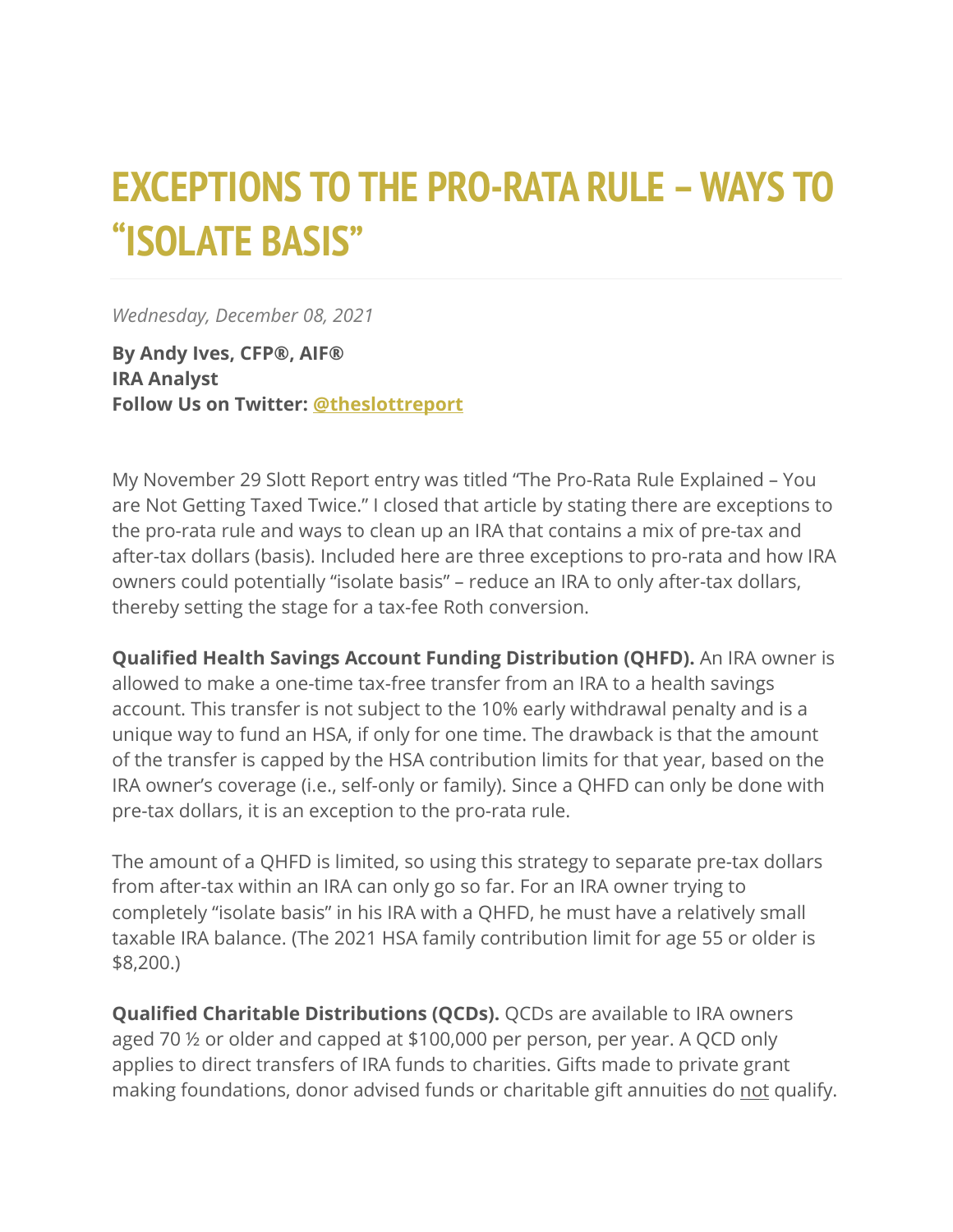# EXCEPTIONS TO THE PRO-RATA RULE – WAYS TO "ISOLATE BASIS"

*Wednesday, December 08, 2021*

**By Andy Ives, CFP®, AIF®**
**IRA Analyst**
**Follow Us on Twitter: @theslottreport**

My November 29 Slott Report entry was titled "The Pro-Rata Rule Explained – You are Not Getting Taxed Twice." I closed that article by stating there are exceptions to the pro-rata rule and ways to clean up an IRA that contains a mix of pre-tax and after-tax dollars (basis). Included here are three exceptions to pro-rata and how IRA owners could potentially "isolate basis" – reduce an IRA to only after-tax dollars, thereby setting the stage for a tax-fee Roth conversion.

**Qualified Health Savings Account Funding Distribution (QHFD).** An IRA owner is allowed to make a one-time tax-free transfer from an IRA to a health savings account. This transfer is not subject to the 10% early withdrawal penalty and is a unique way to fund an HSA, if only for one time. The drawback is that the amount of the transfer is capped by the HSA contribution limits for that year, based on the IRA owner's coverage (i.e., self-only or family). Since a QHFD can only be done with pre-tax dollars, it is an exception to the pro-rata rule.

The amount of a QHFD is limited, so using this strategy to separate pre-tax dollars from after-tax within an IRA can only go so far. For an IRA owner trying to completely "isolate basis" in his IRA with a QHFD, he must have a relatively small taxable IRA balance. (The 2021 HSA family contribution limit for age 55 or older is $8,200.)

**Qualified Charitable Distributions (QCDs).** QCDs are available to IRA owners aged 70 ½ or older and capped at $100,000 per person, per year. A QCD only applies to direct transfers of IRA funds to charities. Gifts made to private grant making foundations, donor advised funds or charitable gift annuities do <u>not</u> qualify.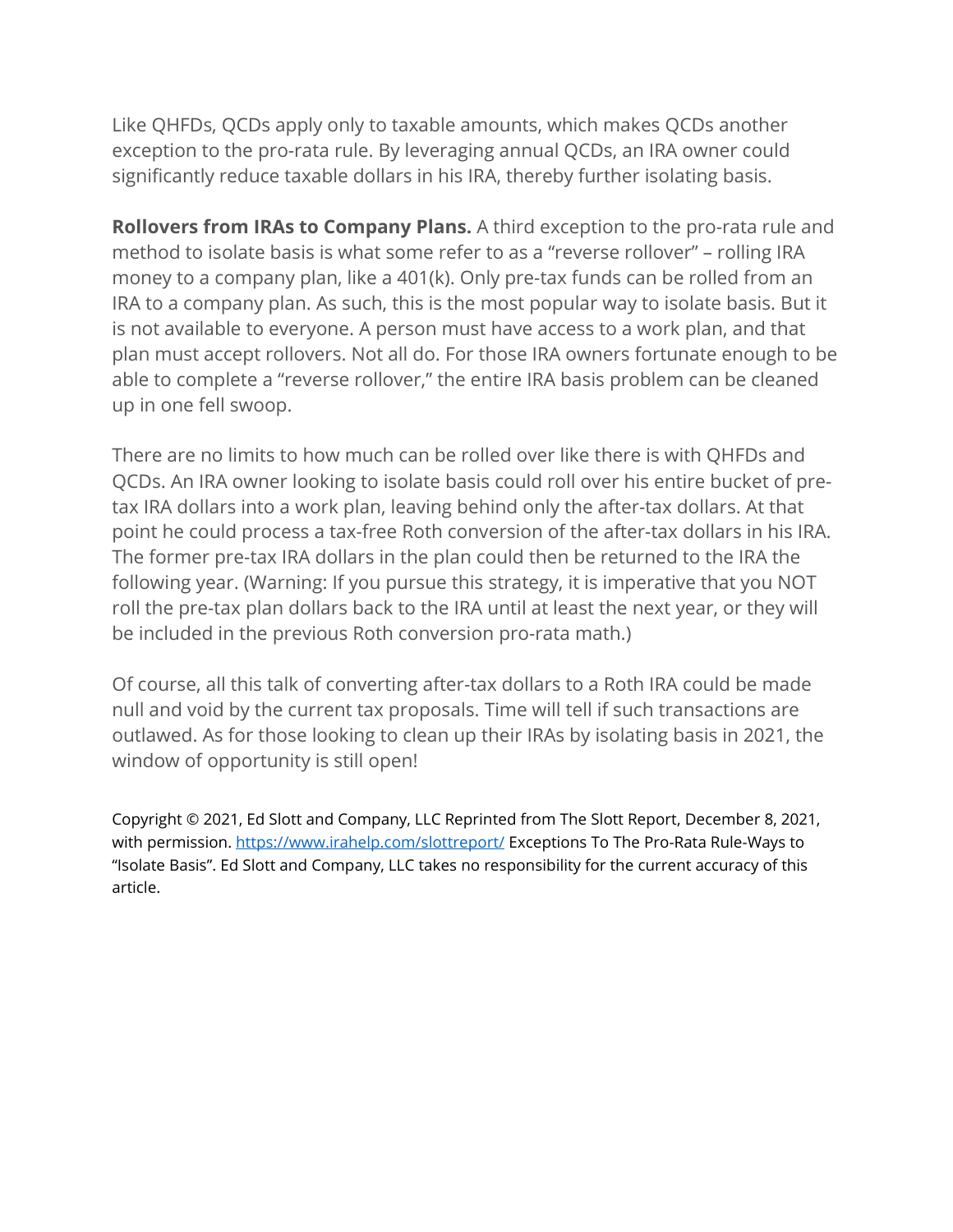Like QHFDs, QCDs apply only to taxable amounts, which makes QCDs another exception to the pro-rata rule. By leveraging annual QCDs, an IRA owner could significantly reduce taxable dollars in his IRA, thereby further isolating basis.

**Rollovers from IRAs to Company Plans.** A third exception to the pro-rata rule and method to isolate basis is what some refer to as a "reverse rollover" – rolling IRA money to a company plan, like a 401(k). Only pre-tax funds can be rolled from an IRA to a company plan. As such, this is the most popular way to isolate basis. But it is not available to everyone. A person must have access to a work plan, and that plan must accept rollovers. Not all do. For those IRA owners fortunate enough to be able to complete a "reverse rollover," the entire IRA basis problem can be cleaned up in one fell swoop.

There are no limits to how much can be rolled over like there is with QHFDs and QCDs. An IRA owner looking to isolate basis could roll over his entire bucket of pre-tax IRA dollars into a work plan, leaving behind only the after-tax dollars. At that point he could process a tax-free Roth conversion of the after-tax dollars in his IRA. The former pre-tax IRA dollars in the plan could then be returned to the IRA the following year. (Warning: If you pursue this strategy, it is imperative that you NOT roll the pre-tax plan dollars back to the IRA until at least the next year, or they will be included in the previous Roth conversion pro-rata math.)

Of course, all this talk of converting after-tax dollars to a Roth IRA could be made null and void by the current tax proposals. Time will tell if such transactions are outlawed. As for those looking to clean up their IRAs by isolating basis in 2021, the window of opportunity is still open!

Copyright © 2021, Ed Slott and Company, LLC Reprinted from The Slott Report, December 8, 2021, with permission. https://www.irahelp.com/slottreport/ Exceptions To The Pro-Rata Rule-Ways to "Isolate Basis". Ed Slott and Company, LLC takes no responsibility for the current accuracy of this article.